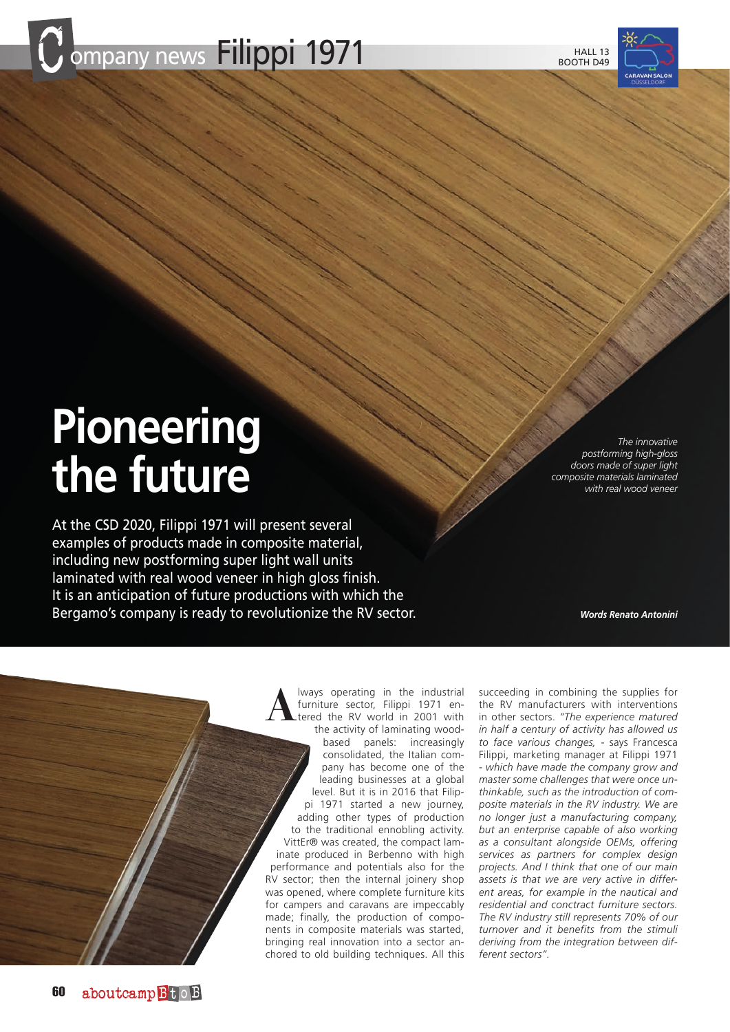# Filippi 1971

HALL 13
BOOTH D49

# Pioneering the future

**At the CSD 2020, Filippi 1971 will present several examples of products made in composite material, including new postforming super light wall units laminated with real wood veneer in high gloss finish. It is an anticipation of future productions with which the Bergamo's company is ready to revolutionize the RV sector.**

*The innovative postforming high-gloss doors made of super light composite materials laminated with real wood veneer*

***Words Renato Antonini***

Always operating in the industrial furniture sector, Filippi 1971 entered the RV world in 2001 with the activity of laminating wood-based panels: increasingly consolidated, the Italian company has become one of the leading businesses at a global level. But it is in 2016 that Filippi 1971 started a new journey, adding other types of production to the traditional ennobling activity. VittEr® was created, the compact laminate produced in Berbenno with high performance and potentials also for the RV sector; then the internal joinery shop was opened, where complete furniture kits for campers and caravans are impeccably made; finally, the production of components in composite materials was started, bringing real innovation into a sector anchored to old building techniques. All this succeeding in combining the supplies for the RV manufacturers with interventions in other sectors. *"The experience matured in half a century of activity has allowed us to face various changes,* - says Francesca Filippi, marketing manager at Filippi 1971 *- which have made the company grow and master some challenges that were once unthinkable, such as the introduction of composite materials in the RV industry. We are no longer just a manufacturing company, but an enterprise capable of also working as a consultant alongside OEMs, offering services as partners for complex design projects. And I think that one of our main assets is that we are very active in different areas, for example in the nautical and residential and conctract furniture sectors. The RV industry still represents 70% of our turnover and it benefits from the stimuli deriving from the integration between different sectors".*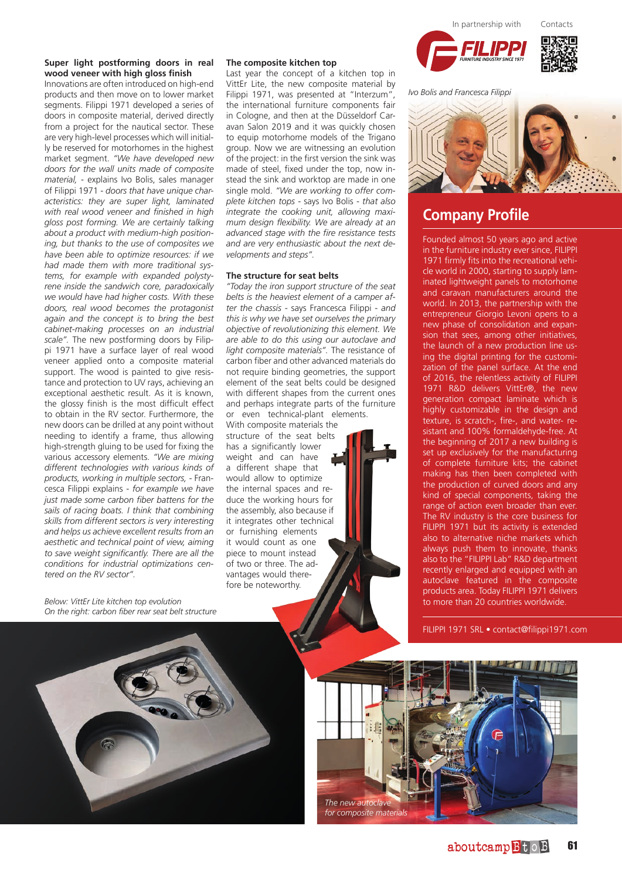### Super light postforming doors in real wood veneer with high gloss finish

Innovations are often introduced on high-end products and then move on to lower market segments. Filippi 1971 developed a series of doors in composite material, derived directly from a project for the nautical sector. These are very high-level processes which will initially be reserved for motorhomes in the highest market segment. *"We have developed new doors for the wall units made of composite material,* - explains Ivo Bolis, sales manager of Filippi 1971 - *doors that have unique characteristics: they are super light, laminated with real wood veneer and finished in high gloss post forming. We are certainly talking about a product with medium-high positioning, but thanks to the use of composites we have been able to optimize resources: if we had made them with more traditional systems, for example with expanded polystyrene inside the sandwich core, paradoxically we would have had higher costs. With these doors, real wood becomes the protagonist again and the concept is to bring the best cabinet-making processes on an industrial scale"*. The new postforming doors by Filippi 1971 have a surface layer of real wood veneer applied onto a composite material support. The wood is painted to give resistance and protection to UV rays, achieving an exceptional aesthetic result. As it is known, the glossy finish is the most difficult effect to obtain in the RV sector. Furthermore, the new doors can be drilled at any point without needing to identify a frame, thus allowing high-strength gluing to be used for fixing the various accessory elements. *"We are mixing different technologies with various kinds of products, working in multiple sectors,* - Francesca Filippi explains - *for example we have just made some carbon fiber battens for the sails of racing boats. I think that combining skills from different sectors is very interesting and helps us achieve excellent results from an aesthetic and technical point of view, aiming to save weight significantly. There are all the conditions for industrial optimizations centered on the RV sector"*.

*Below: VittEr Lite kitchen top evolution*
*On the right: carbon fiber rear seat belt structure*

### The composite kitchen top

Last year the concept of a kitchen top in VittEr Lite, the new composite material by Filippi 1971, was presented at "Interzum", the international furniture components fair in Cologne, and then at the Düsseldorf Caravan Salon 2019 and it was quickly chosen to equip motorhome models of the Trigano group. Now we are witnessing an evolution of the project: in the first version the sink was made of steel, fixed under the top, now instead the sink and worktop are made in one single mold. *"We are working to offer complete kitchen tops* - says Ivo Bolis - *that also integrate the cooking unit, allowing maximum design flexibility. We are already at an advanced stage with the fire resistance tests and are very enthusiastic about the next developments and steps"*.

### The structure for seat belts

*"Today the iron support structure of the seat belts is the heaviest element of a camper after the chassis* - says Francesca Filippi - *and this is why we have set ourselves the primary objective of revolutionizing this element. We are able to do this using our autoclave and light composite materials"*. The resistance of carbon fiber and other advanced materials do not require binding geometries, the support element of the seat belts could be designed with different shapes from the current ones and perhaps integrate parts of the furniture or even technical-plant elements. With composite materials the structure of the seat belts has a significantly lower weight and can have a different shape that would allow to optimize the internal spaces and reduce the working hours for the assembly, also because if it integrates other technical or furnishing elements it would count as one piece to mount instead of two or three. The advantages would therefore be noteworthy.

In partnership with

Contacts

*Ivo Bolis and Francesca Filippi*

## Company Profile

Founded almost 50 years ago and active in the furniture industry ever since, FILIPPI 1971 firmly fits into the recreational vehicle world in 2000, starting to supply laminated lightweight panels to motorhome and caravan manufacturers around the world. In 2013, the partnership with the entrepreneur Giorgio Levoni opens to a new phase of consolidation and expansion that sees, among other initiatives, the launch of a new production line using the digital printing for the customization of the panel surface. At the end of 2016, the relentless activity of FILIPPI 1971 R&D delivers VittEr®, the new generation compact laminate which is highly customizable in the design and texture, is scratch-, fire-, and water- resistant and 100% formaldehyde-free. At the beginning of 2017 a new building is set up exclusively for the manufacturing of complete furniture kits; the cabinet making has then been completed with the production of curved doors and any kind of special components, taking the range of action even broader than ever. The RV industry is the core business for FILIPPI 1971 but its activity is extended also to alternative niche markets which always push them to innovate, thanks also to the "FILIPPI Lab" R&D department recently enlarged and equipped with an autoclave featured in the composite products area. Today FILIPPI 1971 delivers to more than 20 countries worldwide.

FILIPPI 1971 SRL • contact@filippi1971.com

*The new autoclave for composite materials*